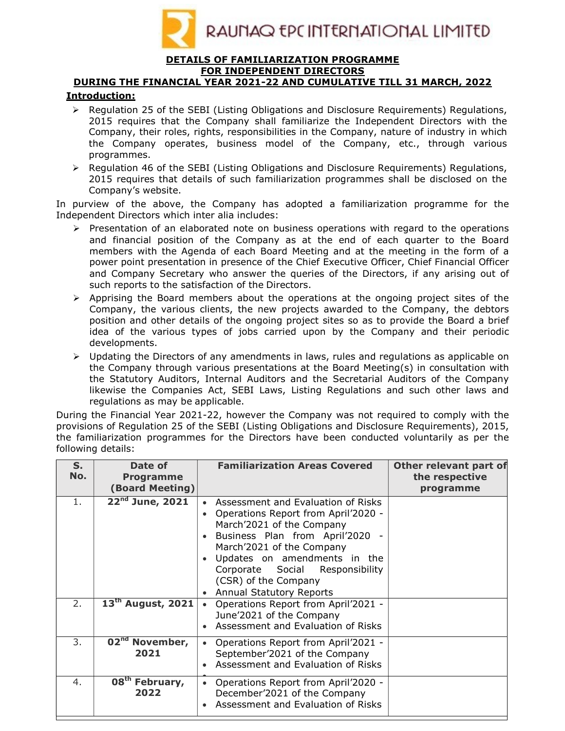# RAUNAQ EPC INTERNATIONAL LIMITED

## DETAILS OF FAMILIARIZATION PROGRAMME FOR INDEPENDENT DIRECTORS DURING THE FINANCIAL YEAR 2021-22 AND CUMULATIVE TILL 31 MARCH, 2022

### Introduction:

- Regulation 25 of the SEBI (Listing Obligations and Disclosure Requirements) Regulations, 2015 requires that the Company shall familiarize the Independent Directors with the Company, their roles, rights, responsibilities in the Company, nature of industry in which the Company operates, business model of the Company, etc., through various programmes.
- Regulation 46 of the SEBI (Listing Obligations and Disclosure Requirements) Regulations, 2015 requires that details of such familiarization programmes shall be disclosed on the Company's website.

In purview of the above, the Company has adopted a familiarization programme for the Independent Directors which inter alia includes:

- Presentation of an elaborated note on business operations with regard to the operations and financial position of the Company as at the end of each quarter to the Board members with the Agenda of each Board Meeting and at the meeting in the form of a power point presentation in presence of the Chief Executive Officer, Chief Financial Officer and Company Secretary who answer the queries of the Directors, if any arising out of such reports to the satisfaction of the Directors.
- Apprising the Board members about the operations at the ongoing project sites of the Company, the various clients, the new projects awarded to the Company, the debtors position and other details of the ongoing project sites so as to provide the Board a brief idea of the various types of jobs carried upon by the Company and their periodic developments.
- Updating the Directors of any amendments in laws, rules and regulations as applicable on the Company through various presentations at the Board Meeting(s) in consultation with the Statutory Auditors, Internal Auditors and the Secretarial Auditors of the Company likewise the Companies Act, SEBI Laws, Listing Regulations and such other laws and regulations as may be applicable.

During the Financial Year 2021-22, however the Company was not required to comply with the provisions of Regulation 25 of the SEBI (Listing Obligations and Disclosure Requirements), 2015, the familiarization programmes for the Directors have been conducted voluntarily as per the following details:

| S. No. | Date of Programme (Board Meeting) | Familiarization Areas Covered | Other relevant part of the respective programme |
|---|---|---|---|
| 1. | 22nd June, 2021 | • Assessment and Evaluation of Risks<br>• Operations Report from April'2020 - March'2021 of the Company<br>• Business Plan from April'2020 - March'2021 of the Company<br>• Updates on amendments in the Corporate Social Responsibility (CSR) of the Company<br>• Annual Statutory Reports | |
| 2. | 13th August, 2021 | • Operations Report from April'2021 - June'2021 of the Company<br>• Assessment and Evaluation of Risks | |
| 3. | 02nd November, 2021 | • Operations Report from April'2021 - September'2021 of the Company<br>• Assessment and Evaluation of Risks | |
| 4. | 08th February, 2022 | • Operations Report from April'2020 - December'2021 of the Company<br>• Assessment and Evaluation of Risks | |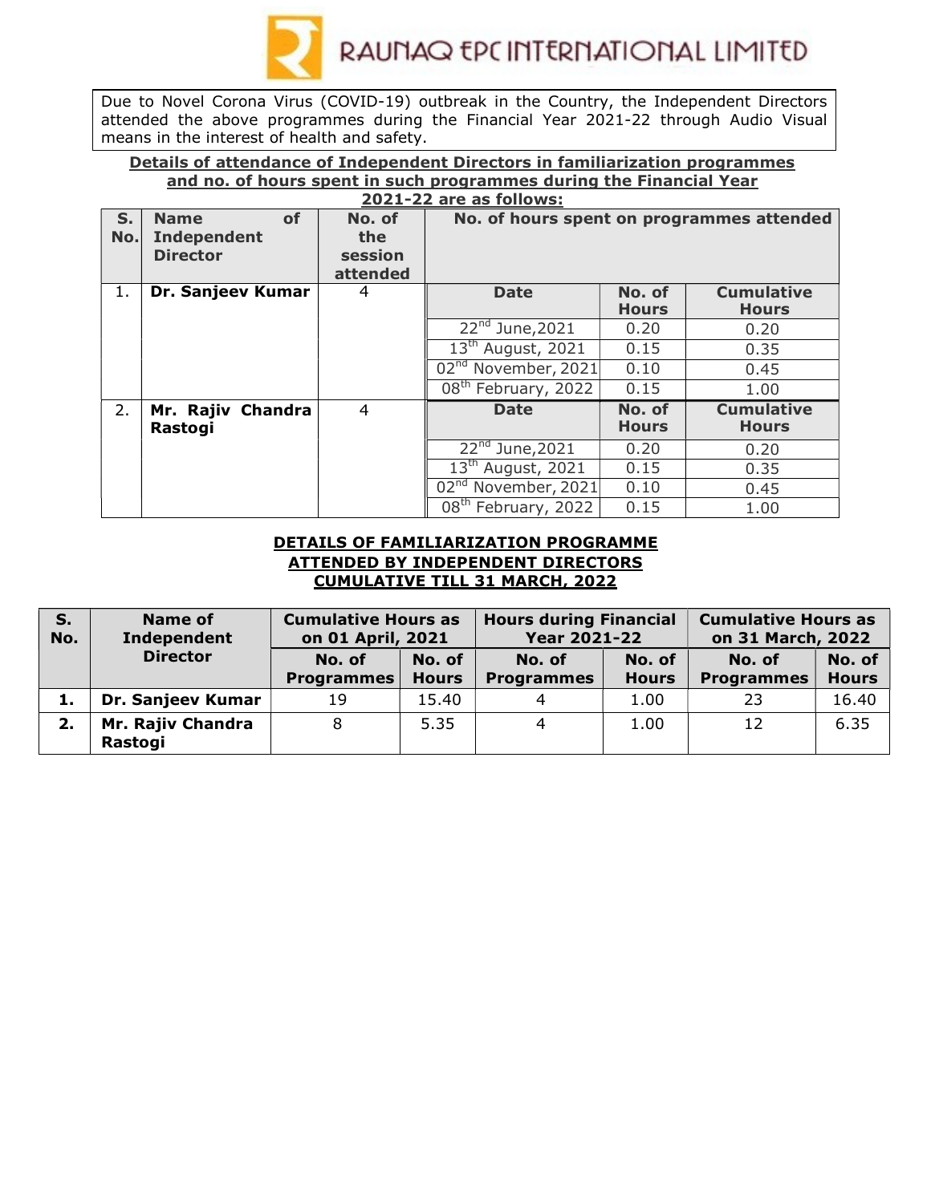Due to Novel Corona Virus (COVID-19) outbreak in the Country, the Independent Directors attended the above programmes during the Financial Year 2021-22 through Audio Visual means in the interest of health and safety.

**Details of attendance of Independent Directors in familiarization programmes and no. of hours spent in such programmes during the Financial Year 2021-22 are as follows:**

| S. No. | Name of Independent Director | No. of the session attended | No. of hours spent on programmes attended | | |
|---|---|---|---|---|---|
| | | | **Date** | **No. of Hours** | **Cumulative Hours** |
| 1. | **Dr. Sanjeev Kumar** | 4 | 22nd June,2021 | 0.20 | 0.20 |
| | | | 13th August, 2021 | 0.15 | 0.35 |
| | | | 02nd November, 2021 | 0.10 | 0.45 |
| | | | 08th February, 2022 | 0.15 | 1.00 |
| 2. | **Mr. Rajiv Chandra Rastogi** | 4 | **Date** | **No. of Hours** | **Cumulative Hours** |
| | | | 22nd June,2021 | 0.20 | 0.20 |
| | | | 13th August, 2021 | 0.15 | 0.35 |
| | | | 02nd November, 2021 | 0.10 | 0.45 |
| | | | 08th February, 2022 | 0.15 | 1.00 |

**DETAILS OF FAMILIARIZATION PROGRAMME ATTENDED BY INDEPENDENT DIRECTORS CUMULATIVE TILL 31 MARCH, 2022**

| S. No. | Name of Independent Director | Cumulative Hours as on 01 April, 2021 | | Hours during Financial Year 2021-22 | | Cumulative Hours as on 31 March, 2022 | |
|---|---|---|---|---|---|---|---|
| | | No. of Programmes | No. of Hours | No. of Programmes | No. of Hours | No. of Programmes | No. of Hours |
| **1.** | **Dr. Sanjeev Kumar** | 19 | 15.40 | 4 | 1.00 | 23 | 16.40 |
| **2.** | **Mr. Rajiv Chandra Rastogi** | 8 | 5.35 | 4 | 1.00 | 12 | 6.35 |